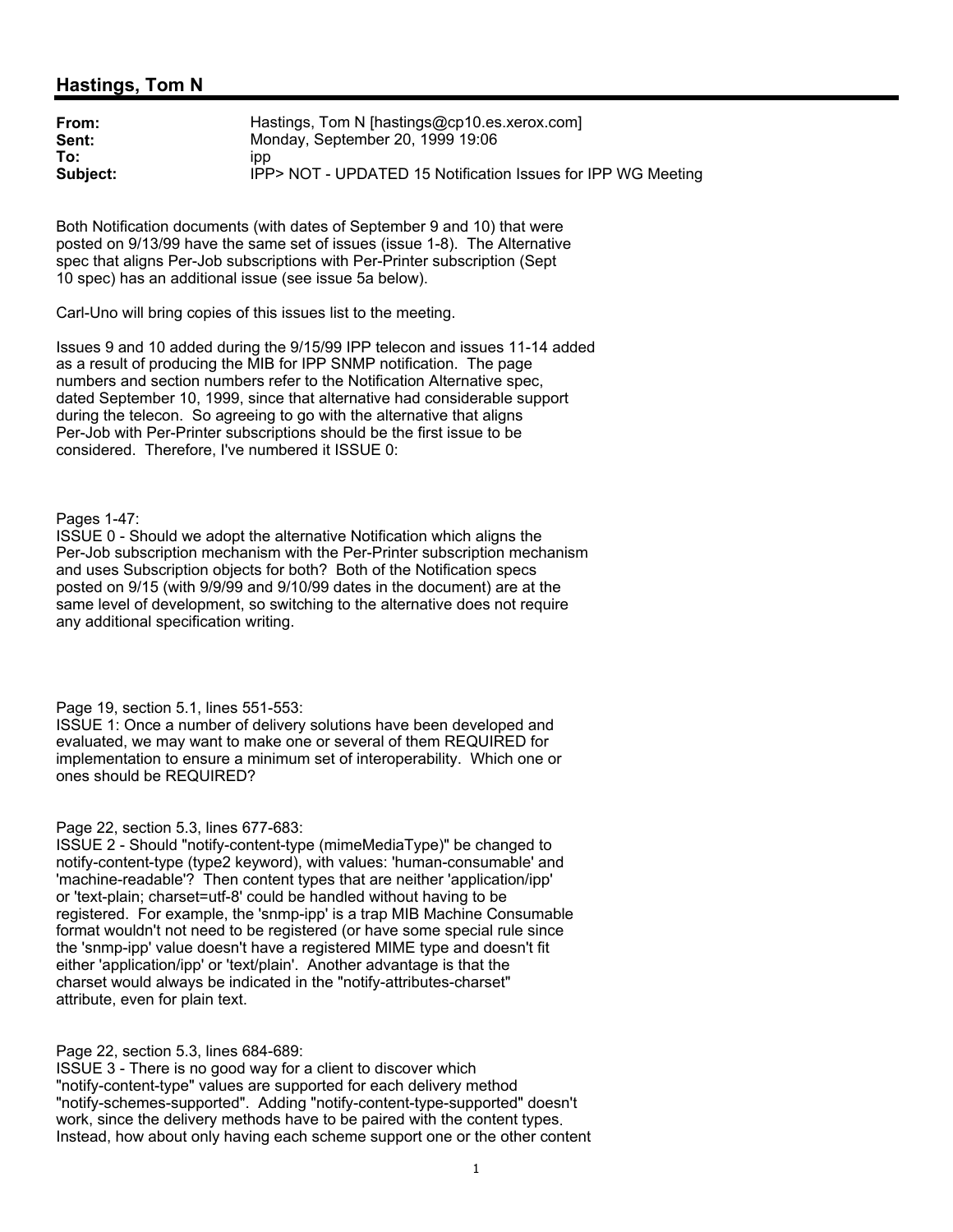## Hastings, Tom N

| | |
|---|---|
| **From:** | Hastings, Tom N [hastings@cp10.es.xerox.com] |
| **Sent:** | Monday, September 20, 1999 19:06 |
| **To:** | ipp |
| **Subject:** | IPP> NOT - UPDATED 15 Notification Issues for IPP WG Meeting |

Both Notification documents (with dates of September 9 and 10) that were posted on 9/13/99 have the same set of issues (issue 1-8). The Alternative spec that aligns Per-Job subscriptions with Per-Printer subscription (Sept 10 spec) has an additional issue (see issue 5a below).

Carl-Uno will bring copies of this issues list to the meeting.

Issues 9 and 10 added during the 9/15/99 IPP telecon and issues 11-14 added as a result of producing the MIB for IPP SNMP notification. The page numbers and section numbers refer to the Notification Alternative spec, dated September 10, 1999, since that alternative had considerable support during the telecon. So agreeing to go with the alternative that aligns Per-Job with Per-Printer subscriptions should be the first issue to be considered. Therefore, I've numbered it ISSUE 0:

Pages 1-47:
ISSUE 0 - Should we adopt the alternative Notification which aligns the Per-Job subscription mechanism with the Per-Printer subscription mechanism and uses Subscription objects for both? Both of the Notification specs posted on 9/15 (with 9/9/99 and 9/10/99 dates in the document) are at the same level of development, so switching to the alternative does not require any additional specification writing.

Page 19, section 5.1, lines 551-553:
ISSUE 1: Once a number of delivery solutions have been developed and evaluated, we may want to make one or several of them REQUIRED for implementation to ensure a minimum set of interoperability. Which one or ones should be REQUIRED?

Page 22, section 5.3, lines 677-683:
ISSUE 2 - Should "notify-content-type (mimeMediaType)" be changed to notify-content-type (type2 keyword), with values: 'human-consumable' and 'machine-readable'? Then content types that are neither 'application/ipp' or 'text-plain; charset=utf-8' could be handled without having to be registered. For example, the 'snmp-ipp' is a trap MIB Machine Consumable format wouldn't not need to be registered (or have some special rule since the 'snmp-ipp' value doesn't have a registered MIME type and doesn't fit either 'application/ipp' or 'text/plain'. Another advantage is that the charset would always be indicated in the "notify-attributes-charset" attribute, even for plain text.

Page 22, section 5.3, lines 684-689:
ISSUE 3 - There is no good way for a client to discover which "notify-content-type" values are supported for each delivery method "notify-schemes-supported". Adding "notify-content-type-supported" doesn't work, since the delivery methods have to be paired with the content types. Instead, how about only having each scheme support one or the other content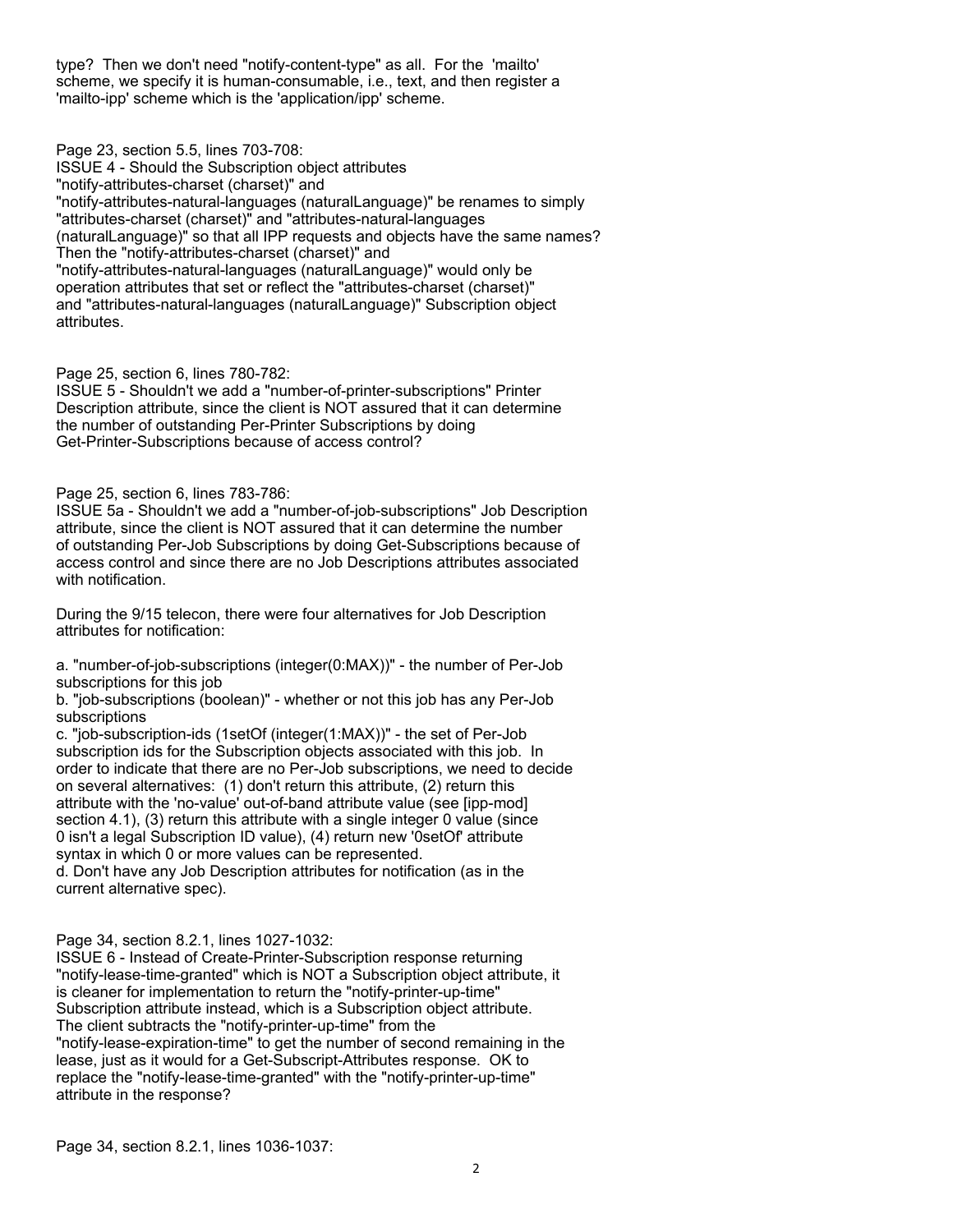type? Then we don't need "notify-content-type" as all. For the 'mailto' scheme, we specify it is human-consumable, i.e., text, and then register a 'mailto-ipp' scheme which is the 'application/ipp' scheme.

Page 23, section 5.5, lines 703-708:
ISSUE 4 - Should the Subscription object attributes "notify-attributes-charset (charset)" and "notify-attributes-natural-languages (naturalLanguage)" be renames to simply "attributes-charset (charset)" and "attributes-natural-languages (naturalLanguage)" so that all IPP requests and objects have the same names? Then the "notify-attributes-charset (charset)" and "notify-attributes-natural-languages (naturalLanguage)" would only be operation attributes that set or reflect the "attributes-charset (charset)" and "attributes-natural-languages (naturalLanguage)" Subscription object attributes.

Page 25, section 6, lines 780-782:
ISSUE 5 - Shouldn't we add a "number-of-printer-subscriptions" Printer Description attribute, since the client is NOT assured that it can determine the number of outstanding Per-Printer Subscriptions by doing Get-Printer-Subscriptions because of access control?

Page 25, section 6, lines 783-786:
ISSUE 5a - Shouldn't we add a "number-of-job-subscriptions" Job Description attribute, since the client is NOT assured that it can determine the number of outstanding Per-Job Subscriptions by doing Get-Subscriptions because of access control and since there are no Job Descriptions attributes associated with notification.

During the 9/15 telecon, there were four alternatives for Job Description attributes for notification:

a. "number-of-job-subscriptions (integer(0:MAX))" - the number of Per-Job subscriptions for this job
b. "job-subscriptions (boolean)" - whether or not this job has any Per-Job subscriptions
c. "job-subscription-ids (1setOf (integer(1:MAX))" - the set of Per-Job subscription ids for the Subscription objects associated with this job. In order to indicate that there are no Per-Job subscriptions, we need to decide on several alternatives: (1) don't return this attribute, (2) return this attribute with the 'no-value' out-of-band attribute value (see [ipp-mod] section 4.1), (3) return this attribute with a single integer 0 value (since 0 isn't a legal Subscription ID value), (4) return new '0setOf' attribute syntax in which 0 or more values can be represented.
d. Don't have any Job Description attributes for notification (as in the current alternative spec).

Page 34, section 8.2.1, lines 1027-1032:
ISSUE 6 - Instead of Create-Printer-Subscription response returning "notify-lease-time-granted" which is NOT a Subscription object attribute, it is cleaner for implementation to return the "notify-printer-up-time" Subscription attribute instead, which is a Subscription object attribute. The client subtracts the "notify-printer-up-time" from the "notify-lease-expiration-time" to get the number of second remaining in the lease, just as it would for a Get-Subscript-Attributes response. OK to replace the "notify-lease-time-granted" with the "notify-printer-up-time" attribute in the response?

Page 34, section 8.2.1, lines 1036-1037: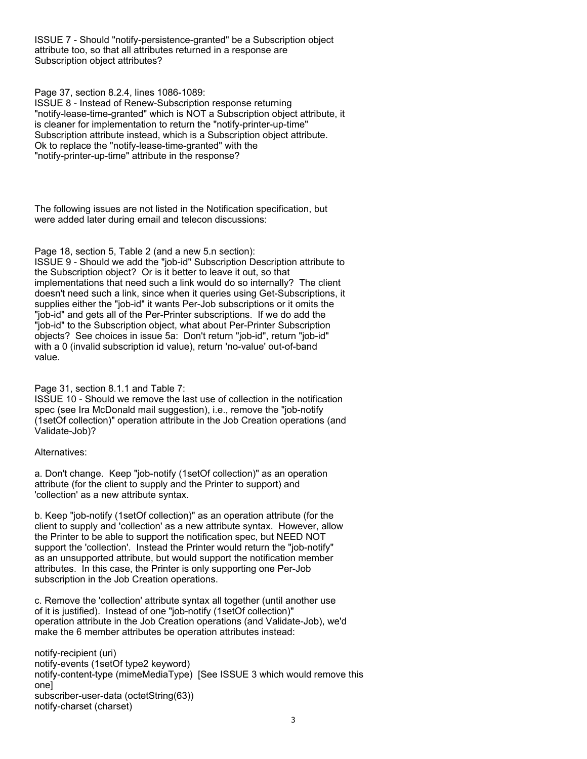ISSUE 7 - Should "notify-persistence-granted" be a Subscription object attribute too, so that all attributes returned in a response are Subscription object attributes?

Page 37, section 8.2.4, lines 1086-1089:
ISSUE 8 - Instead of Renew-Subscription response returning "notify-lease-time-granted" which is NOT a Subscription object attribute, it is cleaner for implementation to return the "notify-printer-up-time" Subscription attribute instead, which is a Subscription object attribute. Ok to replace the "notify-lease-time-granted" with the "notify-printer-up-time" attribute in the response?

The following issues are not listed in the Notification specification, but were added later during email and telecon discussions:

Page 18, section 5, Table 2 (and a new 5.n section):
ISSUE 9 - Should we add the "job-id" Subscription Description attribute to the Subscription object? Or is it better to leave it out, so that implementations that need such a link would do so internally? The client doesn't need such a link, since when it queries using Get-Subscriptions, it supplies either the "job-id" it wants Per-Job subscriptions or it omits the "job-id" and gets all of the Per-Printer subscriptions. If we do add the "job-id" to the Subscription object, what about Per-Printer Subscription objects? See choices in issue 5a: Don't return "job-id", return "job-id" with a 0 (invalid subscription id value), return 'no-value' out-of-band value.

Page 31, section 8.1.1 and Table 7:
ISSUE 10 - Should we remove the last use of collection in the notification spec (see Ira McDonald mail suggestion), i.e., remove the "job-notify (1setOf collection)" operation attribute in the Job Creation operations (and Validate-Job)?

Alternatives:

a. Don't change. Keep "job-notify (1setOf collection)" as an operation attribute (for the client to supply and the Printer to support) and 'collection' as a new attribute syntax.

b. Keep "job-notify (1setOf collection)" as an operation attribute (for the client to supply and 'collection' as a new attribute syntax. However, allow the Printer to be able to support the notification spec, but NEED NOT support the 'collection'. Instead the Printer would return the "job-notify" as an unsupported attribute, but would support the notification member attributes. In this case, the Printer is only supporting one Per-Job subscription in the Job Creation operations.

c. Remove the 'collection' attribute syntax all together (until another use of it is justified). Instead of one "job-notify (1setOf collection)" operation attribute in the Job Creation operations (and Validate-Job), we'd make the 6 member attributes be operation attributes instead:

notify-recipient (uri)
notify-events (1setOf type2 keyword)
notify-content-type (mimeMediaType) [See ISSUE 3 which would remove this one]
subscriber-user-data (octetString(63))
notify-charset (charset)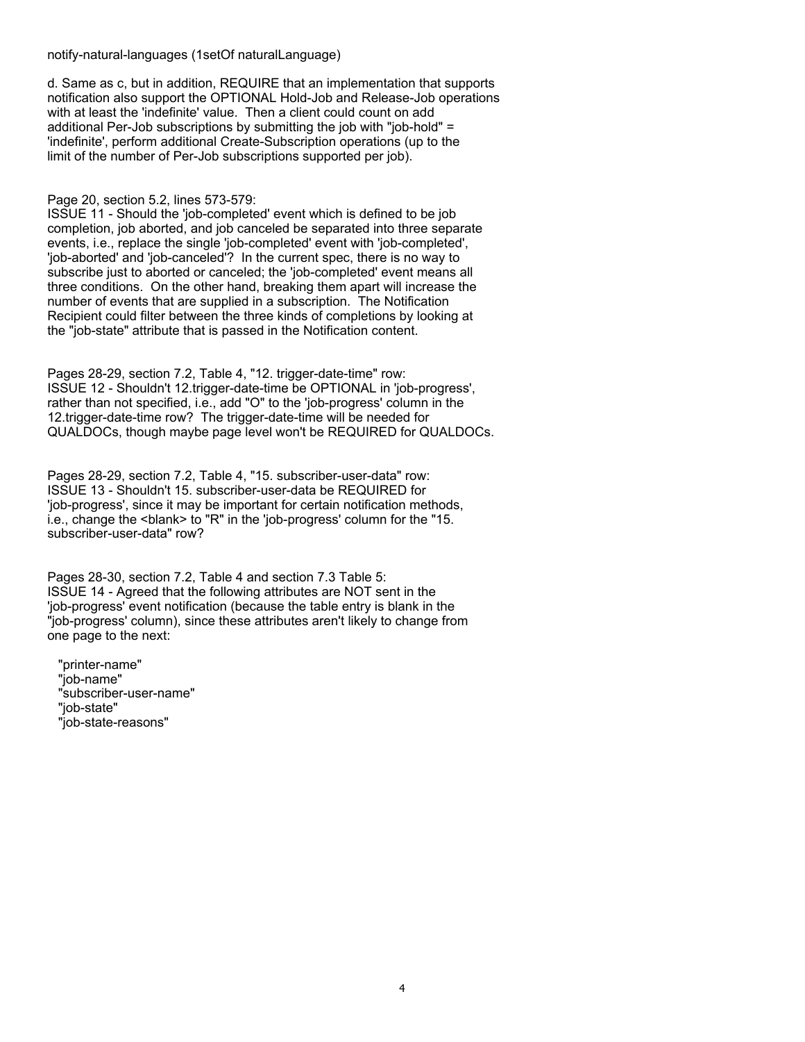notify-natural-languages (1setOf naturalLanguage)

d. Same as c, but in addition, REQUIRE that an implementation that supports notification also support the OPTIONAL Hold-Job and Release-Job operations with at least the 'indefinite' value. Then a client could count on add additional Per-Job subscriptions by submitting the job with "job-hold" = 'indefinite', perform additional Create-Subscription operations (up to the limit of the number of Per-Job subscriptions supported per job).

Page 20, section 5.2, lines 573-579:
ISSUE 11 - Should the 'job-completed' event which is defined to be job completion, job aborted, and job canceled be separated into three separate events, i.e., replace the single 'job-completed' event with 'job-completed', 'job-aborted' and 'job-canceled'? In the current spec, there is no way to subscribe just to aborted or canceled; the 'job-completed' event means all three conditions. On the other hand, breaking them apart will increase the number of events that are supplied in a subscription. The Notification Recipient could filter between the three kinds of completions by looking at the "job-state" attribute that is passed in the Notification content.

Pages 28-29, section 7.2, Table 4, "12. trigger-date-time" row:
ISSUE 12 - Shouldn't 12.trigger-date-time be OPTIONAL in 'job-progress', rather than not specified, i.e., add "O" to the 'job-progress' column in the 12.trigger-date-time row? The trigger-date-time will be needed for QUALDOCs, though maybe page level won't be REQUIRED for QUALDOCs.

Pages 28-29, section 7.2, Table 4, "15. subscriber-user-data" row:
ISSUE 13 - Shouldn't 15. subscriber-user-data be REQUIRED for 'job-progress', since it may be important for certain notification methods, i.e., change the <blank> to "R" in the 'job-progress' column for the "15. subscriber-user-data" row?

Pages 28-30, section 7.2, Table 4 and section 7.3 Table 5:
ISSUE 14 - Agreed that the following attributes are NOT sent in the 'job-progress' event notification (because the table entry is blank in the "job-progress' column), since these attributes aren't likely to change from one page to the next:

"printer-name"
"job-name"
"subscriber-user-name"
"job-state"
"job-state-reasons"